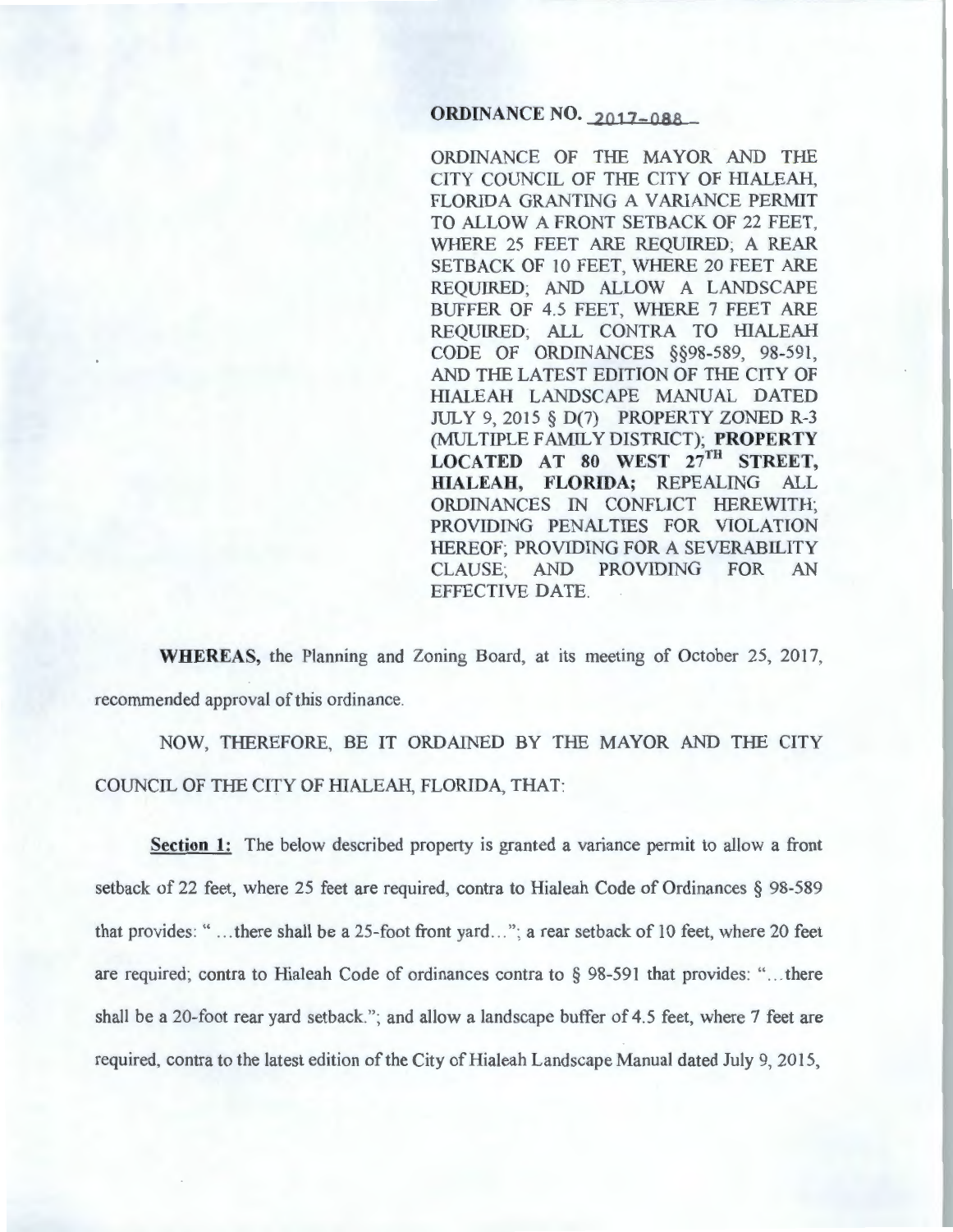# ORDINANCE NO. 2017-088

ORDINANCE OF THE MAYOR AND THE CITY COUNCIL OF THE CITY OF HIALEAH, FLORIDA GRANTING A VARIANCE PERMIT TO ALLOW A FRONT SETBACK OF 22 FEET, WHERE 25 FEET ARE REQUIRED; A REAR SETBACK OF 10 FEET, WHERE 20 FEET ARE REQUIRED; AND ALLOW A LANDSCAPE BUFFER OF 4.5 FEET, WHERE 7 FEET ARE REQUIRED; ALL CONTRA TO HIALEAH CODE OF ORDINANCES §§98-589, 98-591, AND THE LATEST EDITION OF THE CITY OF HIALEAH LANDSCAPE MANUAL DATED JULY 9, 2015 § D(7) PROPERTY ZONED R-3 (MULTIPLE FAMILY DISTRICT); **PROPERTY LOCATED AT 80 WEST 27TH STREET, HIALEAH, FLORIDA;** REPEALING ALL ORDINANCES IN CONFLICT HEREWITH; PROVIDING PENALTIES FOR VIOLATION HEREOF; PROVIDING FOR A SEVERABILITY CLAUSE; AND PROVIDING FOR AN EFFECTIVE DATE.

**WHEREAS,** the Planning and Zoning Board, at its meeting of October 25, 2017, recommended approval of this ordinance.

NOW, THEREFORE, BE IT ORDAINED BY THE MAYOR AND THE CITY COUNCIL OF THE CITY OF HIALEAH, FLORIDA, THAT:

**Section 1:** The below described property is granted a variance permit to allow a front setback of 22 feet, where 25 feet are required, contra to Hialeah Code of Ordinances § 98-589 that provides: " ...there shall be a 25-foot front yard..."; a rear setback of 10 feet, where 20 feet are required; contra to Hialeah Code of ordinances contra to § 98-591 that provides: "...there shall be a 20-foot rear yard setback."; and allow a landscape buffer of 4.5 feet, where 7 feet are required, contra to the latest edition of the City of Hialeah Landscape Manual dated July 9, 2015,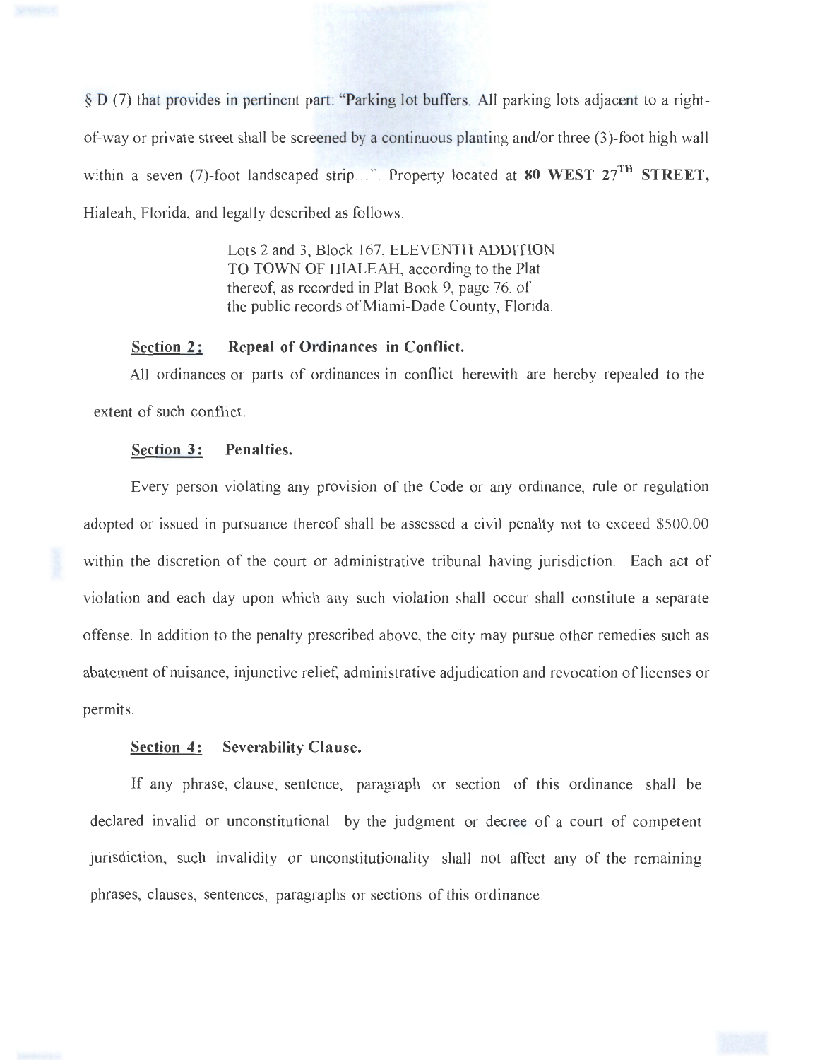§ D (7) that provides in pertinent part: "Parking lot buffers. All parking lots adjacent to a right-of-way or private street shall be screened by a continuous planting and/or three (3)-foot high wall within a seven (7)-foot landscaped strip...". Property located at **80 WEST 27$^{TH}$ STREET,** Hialeah, Florida, and legally described as follows:

> Lots 2 and 3, Block 167, ELEVENTH ADDITION TO TOWN OF HIALEAH, according to the Plat thereof, as recorded in Plat Book 9, page 76, of the public records of Miami-Dade County, Florida.

**Section 2: Repeal of Ordinances in Conflict.**

All ordinances or parts of ordinances in conflict herewith are hereby repealed to the extent of such conflict.

**Section 3: Penalties.**

Every person violating any provision of the Code or any ordinance, rule or regulation adopted or issued in pursuance thereof shall be assessed a civil penalty not to exceed $500.00 within the discretion of the court or administrative tribunal having jurisdiction. Each act of violation and each day upon which any such violation shall occur shall constitute a separate offense. In addition to the penalty prescribed above, the city may pursue other remedies such as abatement of nuisance, injunctive relief, administrative adjudication and revocation of licenses or permits.

**Section 4: Severability Clause.**

If any phrase, clause, sentence, paragraph or section of this ordinance shall be declared invalid or unconstitutional by the judgment or decree of a court of competent jurisdiction, such invalidity or unconstitutionality shall not affect any of the remaining phrases, clauses, sentences, paragraphs or sections of this ordinance.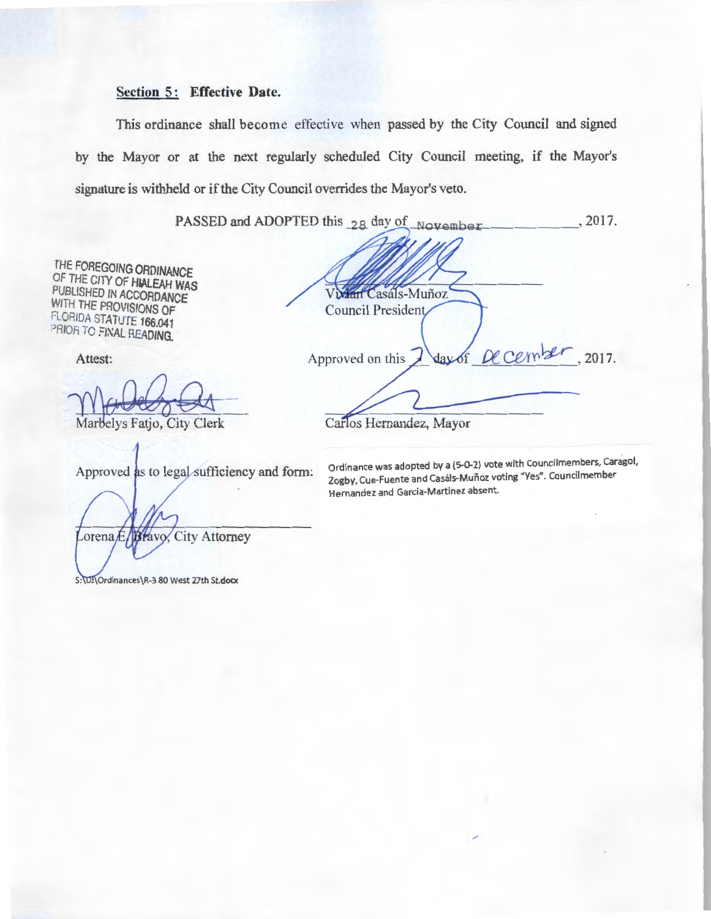**Section 5: Effective Date.**

This ordinance shall become effective when passed by the City Council and signed by the Mayor or at the next regularly scheduled City Council meeting, if the Mayor's signature is withheld or if the City Council overrides the Mayor's veto.

PASSED and ADOPTED this 28 day of November, 2017.

THE FOREGOING ORDINANCE OF THE CITY OF HIALEAH WAS PUBLISHED IN ACCORDANCE WITH THE PROVISIONS OF FLORIDA STATUTE 166.041 PRIOR TO FINAL READING.

Vivian Casáls-Muñoz
Council President

Attest:

Approved on this 7 day of December, 2017.

Marbelys Fatjo, City Clerk

Carlos Hernandez, Mayor

Approved as to legal sufficiency and form:

Lorena E. Bravo, City Attorney

Ordinance was adopted by a (5-0-2) vote with Councilmembers, Caragol, Zogby, Cue-Fuente and Casáls-Muñoz voting "Yes". Councilmember Hernandez and Garcia-Martinez absent.

S:\DJ\Ordinances\R-3 80 West 27th St.docx